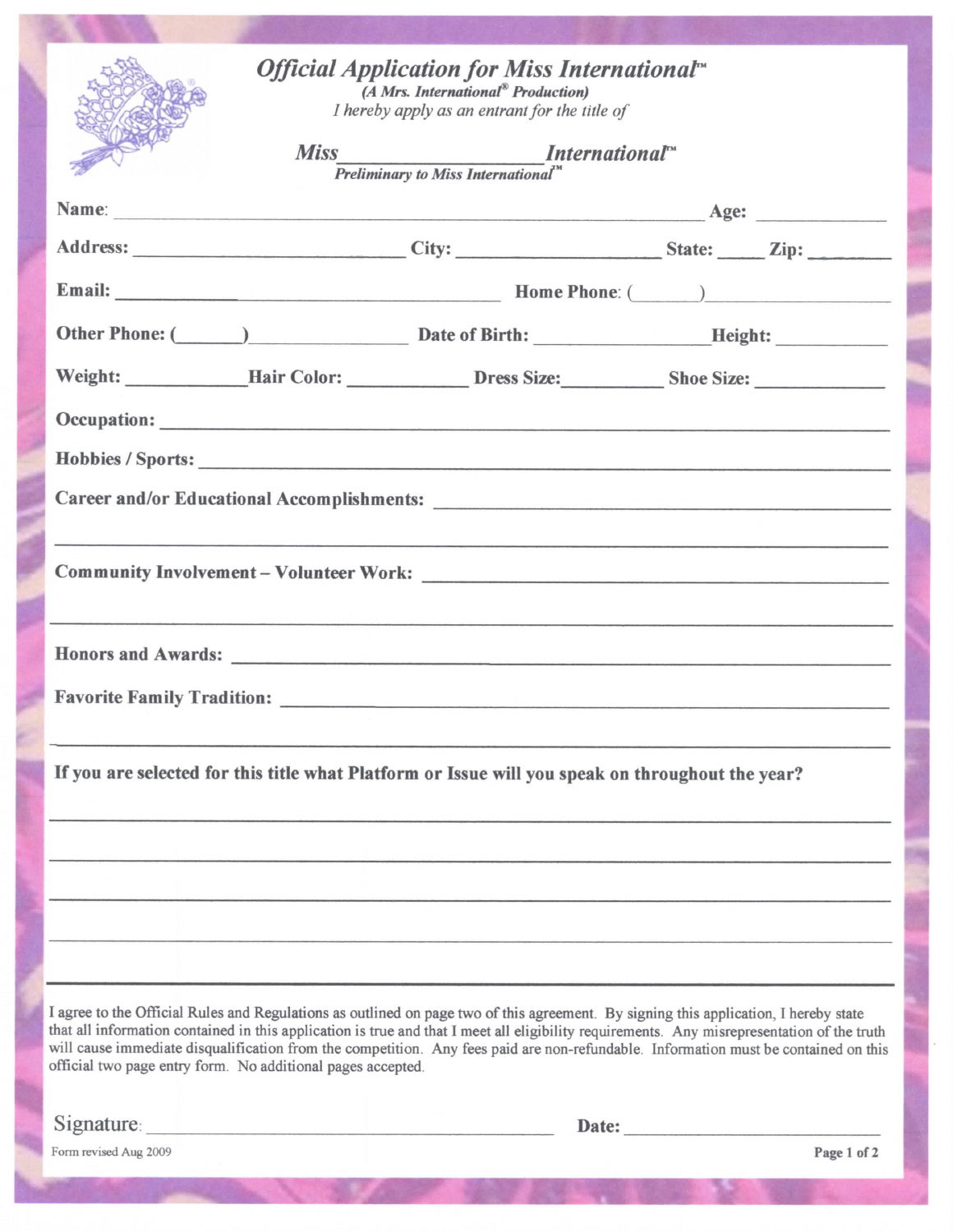# *Official Application for Miss International™*

***(A Mrs. International® Production)***

*I hereby apply as an entrant for the title of*

***Miss\_\_\_\_\_\_\_\_\_\_\_\_\_\_\_\_\_\_International™***

***Preliminary to Miss International™***

**Name**: \_\_\_\_\_\_\_\_\_\_\_\_\_\_\_\_\_\_\_\_\_\_\_\_\_\_\_\_\_\_\_\_\_\_\_\_\_\_\_\_\_\_\_\_\_\_\_\_\_\_\_\_\_\_\_\_ **Age:** \_\_\_\_\_\_\_\_\_\_\_\_

**Address:** \_\_\_\_\_\_\_\_\_\_\_\_\_\_\_\_\_\_\_\_\_\_\_\_\_\_\_\_ **City:** \_\_\_\_\_\_\_\_\_\_\_\_\_\_\_\_\_\_\_\_\_\_ **State:** \_\_\_\_\_ **Zip:** \_\_\_\_\_\_\_\_

**Email:** \_\_\_\_\_\_\_\_\_\_\_\_\_\_\_\_\_\_\_\_\_\_\_\_\_\_\_\_\_\_\_\_\_\_\_\_\_\_\_\_ **Home Phone**: (\_\_\_\_\_\_\_)\_\_\_\_\_\_\_\_\_\_\_\_\_\_\_\_\_\_\_\_

**Other Phone:** (\_\_\_\_\_\_\_)\_\_\_\_\_\_\_\_\_\_\_\_\_\_\_\_\_ **Date of Birth:** \_\_\_\_\_\_\_\_\_\_\_\_\_\_\_\_\_\_**Height:** \_\_\_\_\_\_\_\_\_\_\_\_

**Weight:** \_\_\_\_\_\_\_\_\_\_\_\_**Hair Color:** \_\_\_\_\_\_\_\_\_\_\_\_\_ **Dress Size:**\_\_\_\_\_\_\_\_\_\_\_ **Shoe Size:** \_\_\_\_\_\_\_\_\_\_\_\_\_

**Occupation:** \_\_\_\_\_\_\_\_\_\_\_\_\_\_\_\_\_\_\_\_\_\_\_\_\_\_\_\_\_\_\_\_\_\_\_\_\_\_\_\_\_\_\_\_\_\_\_\_\_\_\_\_\_\_\_\_\_\_\_\_\_\_\_\_\_\_\_\_\_\_\_\_

**Hobbies / Sports:** \_\_\_\_\_\_\_\_\_\_\_\_\_\_\_\_\_\_\_\_\_\_\_\_\_\_\_\_\_\_\_\_\_\_\_\_\_\_\_\_\_\_\_\_\_\_\_\_\_\_\_\_\_\_\_\_\_\_\_\_\_\_\_\_\_

**Career and/or Educational Accomplishments:** \_\_\_\_\_\_\_\_\_\_\_\_\_\_\_\_\_\_\_\_\_\_\_\_\_\_\_\_\_\_\_\_\_\_\_\_\_\_\_\_\_

\_\_\_\_\_\_\_\_\_\_\_\_\_\_\_\_\_\_\_\_\_\_\_\_\_\_\_\_\_\_\_\_\_\_\_\_\_\_\_\_\_\_\_\_\_\_\_\_\_\_\_\_\_\_\_\_\_\_\_\_\_\_\_\_\_\_\_\_\_\_\_\_\_\_\_\_\_\_\_\_\_\_

**Community Involvement – Volunteer Work:** \_\_\_\_\_\_\_\_\_\_\_\_\_\_\_\_\_\_\_\_\_\_\_\_\_\_\_\_\_\_\_\_\_\_\_\_\_\_\_\_\_\_\_

\_\_\_\_\_\_\_\_\_\_\_\_\_\_\_\_\_\_\_\_\_\_\_\_\_\_\_\_\_\_\_\_\_\_\_\_\_\_\_\_\_\_\_\_\_\_\_\_\_\_\_\_\_\_\_\_\_\_\_\_\_\_\_\_\_\_\_\_\_\_\_\_\_\_\_\_\_\_\_\_\_\_

**Honors and Awards:** \_\_\_\_\_\_\_\_\_\_\_\_\_\_\_\_\_\_\_\_\_\_\_\_\_\_\_\_\_\_\_\_\_\_\_\_\_\_\_\_\_\_\_\_\_\_\_\_\_\_\_\_\_\_\_\_\_\_\_\_\_\_\_\_

**Favorite Family Tradition:** \_\_\_\_\_\_\_\_\_\_\_\_\_\_\_\_\_\_\_\_\_\_\_\_\_\_\_\_\_\_\_\_\_\_\_\_\_\_\_\_\_\_\_\_\_\_\_\_\_\_\_\_\_\_\_\_\_\_

\_\_\_\_\_\_\_\_\_\_\_\_\_\_\_\_\_\_\_\_\_\_\_\_\_\_\_\_\_\_\_\_\_\_\_\_\_\_\_\_\_\_\_\_\_\_\_\_\_\_\_\_\_\_\_\_\_\_\_\_\_\_\_\_\_\_\_\_\_\_\_\_\_\_\_\_\_\_\_\_\_\_

**If you are selected for this title what Platform or Issue will you speak on throughout the year?**

\_\_\_\_\_\_\_\_\_\_\_\_\_\_\_\_\_\_\_\_\_\_\_\_\_\_\_\_\_\_\_\_\_\_\_\_\_\_\_\_\_\_\_\_\_\_\_\_\_\_\_\_\_\_\_\_\_\_\_\_\_\_\_\_\_\_\_\_\_\_\_\_\_\_\_\_\_\_\_\_\_\_

\_\_\_\_\_\_\_\_\_\_\_\_\_\_\_\_\_\_\_\_\_\_\_\_\_\_\_\_\_\_\_\_\_\_\_\_\_\_\_\_\_\_\_\_\_\_\_\_\_\_\_\_\_\_\_\_\_\_\_\_\_\_\_\_\_\_\_\_\_\_\_\_\_\_\_\_\_\_\_\_\_\_

\_\_\_\_\_\_\_\_\_\_\_\_\_\_\_\_\_\_\_\_\_\_\_\_\_\_\_\_\_\_\_\_\_\_\_\_\_\_\_\_\_\_\_\_\_\_\_\_\_\_\_\_\_\_\_\_\_\_\_\_\_\_\_\_\_\_\_\_\_\_\_\_\_\_\_\_\_\_\_\_\_\_

\_\_\_\_\_\_\_\_\_\_\_\_\_\_\_\_\_\_\_\_\_\_\_\_\_\_\_\_\_\_\_\_\_\_\_\_\_\_\_\_\_\_\_\_\_\_\_\_\_\_\_\_\_\_\_\_\_\_\_\_\_\_\_\_\_\_\_\_\_\_\_\_\_\_\_\_\_\_\_\_\_\_

I agree to the Official Rules and Regulations as outlined on page two of this agreement. By signing this application, I hereby state that all information contained in this application is true and that I meet all eligibility requirements. Any misrepresentation of the truth will cause immediate disqualification from the competition. Any fees paid are non-refundable. Information must be contained on this official two page entry form. No additional pages accepted.

Signature: \_\_\_\_\_\_\_\_\_\_\_\_\_\_\_\_\_\_\_\_\_\_\_\_\_\_\_\_\_\_\_\_\_\_\_\_\_\_\_\_\_\_\_\_\_\_\_\_ **Date:** \_\_\_\_\_\_\_\_\_\_\_\_\_\_\_\_\_\_\_\_\_\_\_\_

Form revised Aug 2009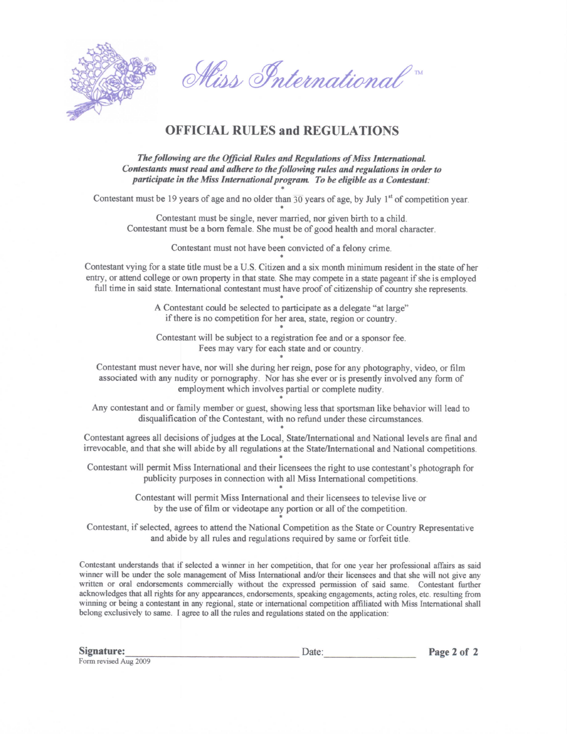Miss International™

# OFFICIAL RULES and REGULATIONS

***The following are the Official Rules and Regulations of Miss International. Contestants must read and adhere to the following rules and regulations in order to participate in the Miss International program. To be eligible as a Contestant:***

*

Contestant must be 19 years of age and no older than 30 years of age, by July 1st of competition year.

*

Contestant must be single, never married, nor given birth to a child.
Contestant must be a born female. She must be of good health and moral character.

*

Contestant must not have been convicted of a felony crime.

*

Contestant vying for a state title must be a U.S. Citizen and a six month minimum resident in the state of her entry, or attend college or own property in that state. She may compete in a state pageant if she is employed full time in said state. International contestant must have proof of citizenship of country she represents.

*

A Contestant could be selected to participate as a delegate "at large" if there is no competition for her area, state, region or country.

*

Contestant will be subject to a registration fee and or a sponsor fee. Fees may vary for each state and or country.

*

Contestant must never have, nor will she during her reign, pose for any photography, video, or film associated with any nudity or pornography. Nor has she ever or is presently involved any form of employment which involves partial or complete nudity.

*

Any contestant and or family member or guest, showing less that sportsman like behavior will lead to disqualification of the Contestant, with no refund under these circumstances.

*

Contestant agrees all decisions of judges at the Local, State/International and National levels are final and irrevocable, and that she will abide by all regulations at the State/International and National competitions.

*

Contestant will permit Miss International and their licensees the right to use contestant's photograph for publicity purposes in connection with all Miss International competitions.

*

Contestant will permit Miss International and their licensees to televise live or by the use of film or videotape any portion or all of the competition.

*

Contestant, if selected, agrees to attend the National Competition as the State or Country Representative and abide by all rules and regulations required by same or forfeit title.

Contestant understands that if selected a winner in her competition, that for one year her professional affairs as said winner will be under the sole management of Miss International and/or their licensees and that she will not give any written or oral endorsements commercially without the expressed permission of said same. Contestant further acknowledges that all rights for any appearances, endorsements, speaking engagements, acting roles, etc. resulting from winning or being a contestant in any regional, state or international competition affiliated with Miss International shall belong exclusively to same. I agree to all the rules and regulations stated on the application:

**Signature:**_______________________________ Date:_________________

Form revised Aug 2009